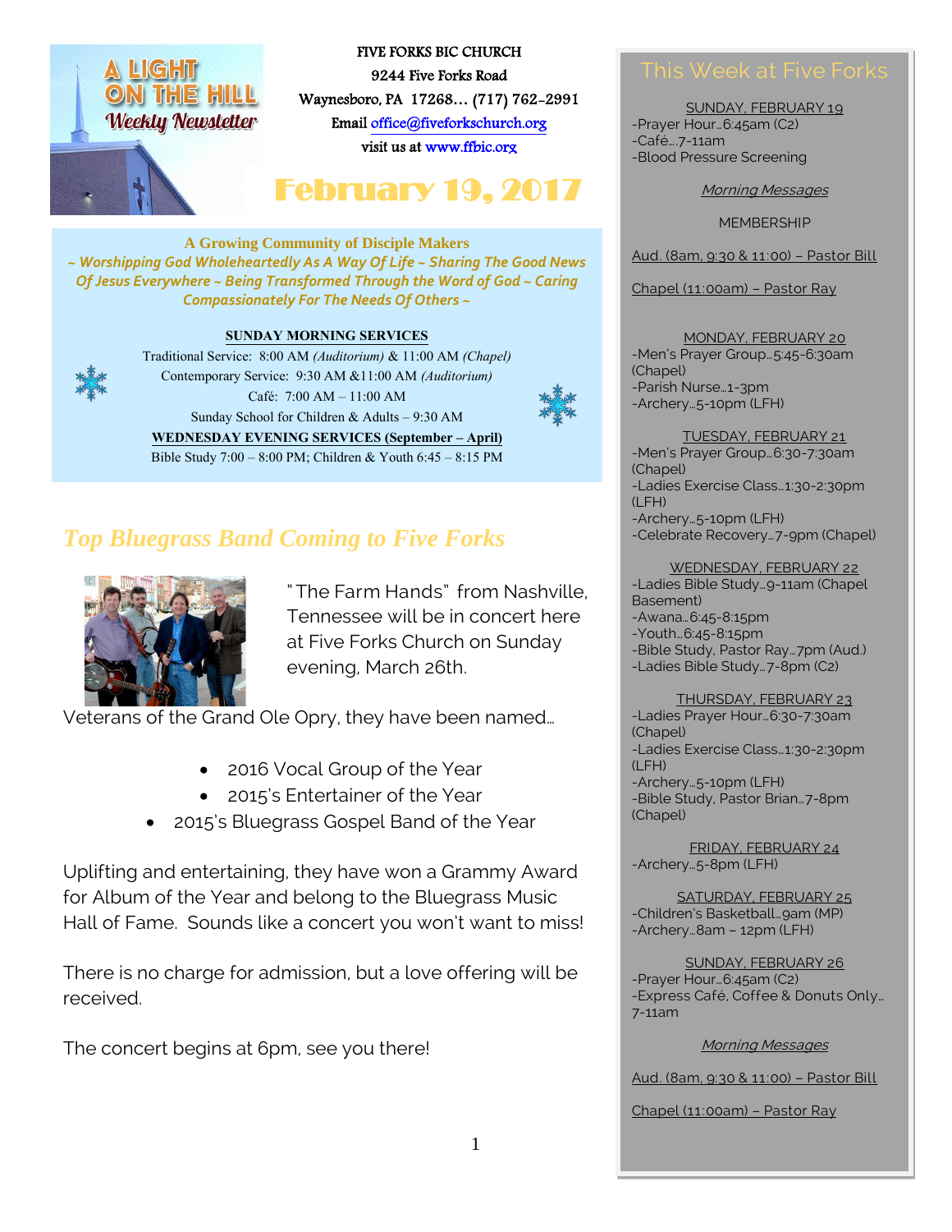# A LIGHT ON THE HILL Weekly Newsletter

FIVE FORKS BIC CHURCH
9244 Five Forks Road
Waynesboro, PA 17268… (717) 762-2991
Email office@fiveforkschurch.org
visit us at www.ffbic.org

# February 19, 2017

**A Growing Community of Disciple Makers**

*~ Worshipping God Wholeheartedly As A Way Of Life ~ Sharing The Good News Of Jesus Everywhere ~ Being Transformed Through the Word of God ~ Caring Compassionately For The Needs Of Others ~*

**SUNDAY MORNING SERVICES**

Traditional Service: 8:00 AM *(Auditorium)* & 11:00 AM *(Chapel)*
Contemporary Service: 9:30 AM &11:00 AM *(Auditorium)*
Café: 7:00 AM – 11:00 AM
Sunday School for Children & Adults – 9:30 AM

**WEDNESDAY EVENING SERVICES (September – April)**

Bible Study 7:00 – 8:00 PM; Children & Youth 6:45 – 8:15 PM

## *Top Bluegrass Band Coming to Five Forks*

"The Farm Hands" from Nashville, Tennessee will be in concert here at Five Forks Church on Sunday evening, March 26th.

Veterans of the Grand Ole Opry, they have been named…

- 2016 Vocal Group of the Year
- 2015's Entertainer of the Year
- 2015's Bluegrass Gospel Band of the Year

Uplifting and entertaining, they have won a Grammy Award for Album of the Year and belong to the Bluegrass Music Hall of Fame. Sounds like a concert you won't want to miss!

There is no charge for admission, but a love offering will be received.

The concert begins at 6pm, see you there!

## This Week at Five Forks

SUNDAY, FEBRUARY 19
-Prayer Hour…6:45am (C2)
-Café….7-11am
-Blood Pressure Screening

*Morning Messages*

MEMBERSHIP

Aud. (8am, 9:30 & 11:00) – Pastor Bill

Chapel (11:00am) – Pastor Ray

MONDAY, FEBRUARY 20
-Men's Prayer Group…5:45-6:30am (Chapel)
-Parish Nurse…1-3pm
-Archery…5-10pm (LFH)

TUESDAY, FEBRUARY 21
-Men's Prayer Group…6:30-7:30am (Chapel)
-Ladies Exercise Class…1:30-2:30pm (LFH)
-Archery…5-10pm (LFH)
-Celebrate Recovery…7-9pm (Chapel)

WEDNESDAY, FEBRUARY 22
-Ladies Bible Study…9-11am (Chapel Basement)
-Awana…6:45-8:15pm
-Youth…6:45-8:15pm
-Bible Study, Pastor Ray…7pm (Aud.)
-Ladies Bible Study…7-8pm (C2)

THURSDAY, FEBRUARY 23
-Ladies Prayer Hour…6:30-7:30am (Chapel)
-Ladies Exercise Class…1:30-2:30pm (LFH)
-Archery…5-10pm (LFH)
-Bible Study, Pastor Brian…7-8pm (Chapel)

FRIDAY, FEBRUARY 24
-Archery…5-8pm (LFH)

SATURDAY, FEBRUARY 25
-Children's Basketball…9am (MP)
-Archery…8am – 12pm (LFH)

SUNDAY, FEBRUARY 26
-Prayer Hour…6:45am (C2)
-Express Café, Coffee & Donuts Only… 7-11am

*Morning Messages*

Aud. (8am, 9:30 & 11:00) – Pastor Bill

Chapel (11:00am) – Pastor Ray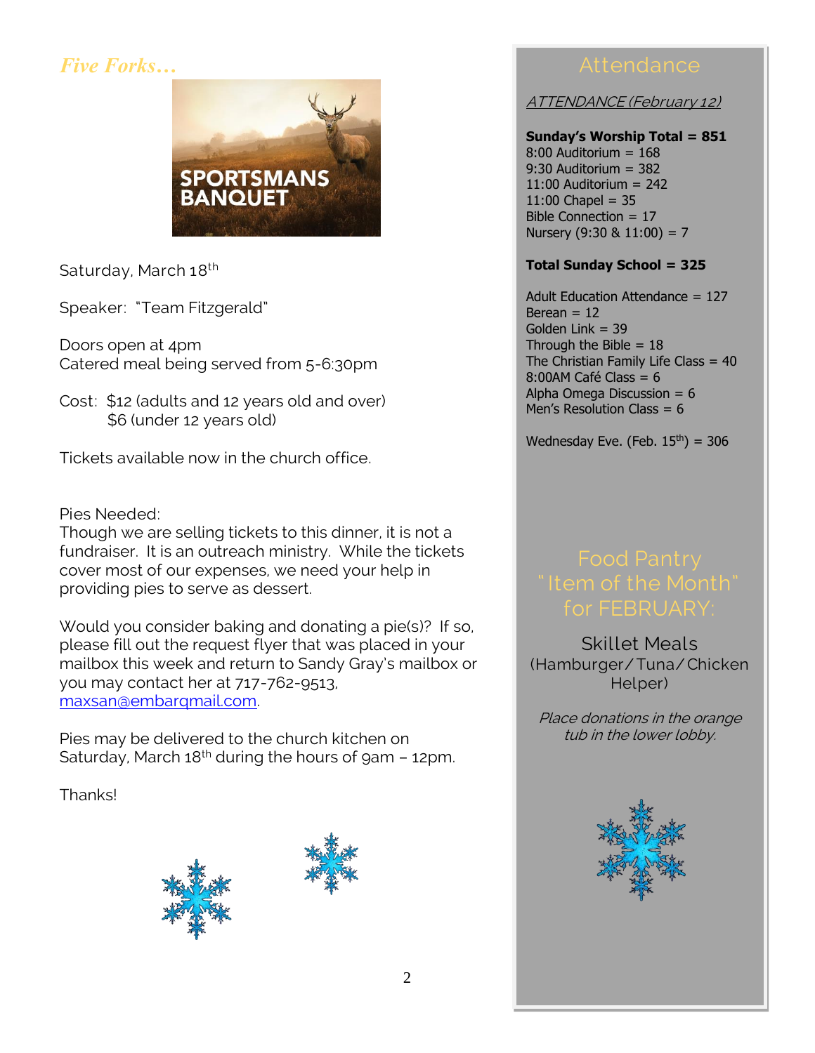*Five Forks…*

SPORTSMANS BANQUET

Saturday, March 18th

Speaker: "Team Fitzgerald"

Doors open at 4pm
Catered meal being served from 5-6:30pm

Cost: $12 (adults and 12 years old and over)
$6 (under 12 years old)

Tickets available now in the church office.

Pies Needed:
Though we are selling tickets to this dinner, it is not a fundraiser. It is an outreach ministry. While the tickets cover most of our expenses, we need your help in providing pies to serve as dessert.

Would you consider baking and donating a pie(s)? If so, please fill out the request flyer that was placed in your mailbox this week and return to Sandy Gray's mailbox or you may contact her at 717-762-9513, maxsan@embarqmail.com.

Pies may be delivered to the church kitchen on Saturday, March 18th during the hours of 9am – 12pm.

Thanks!

## Attendance

*ATTENDANCE (February 12)*

**Sunday's Worship Total = 851**
8:00 Auditorium = 168
9:30 Auditorium = 382
11:00 Auditorium = 242
11:00 Chapel = 35
Bible Connection = 17
Nursery (9:30 & 11:00) = 7

**Total Sunday School = 325**

Adult Education Attendance = 127
Berean = 12
Golden Link = 39
Through the Bible = 18
The Christian Family Life Class = 40
8:00AM Café Class = 6
Alpha Omega Discussion = 6
Men's Resolution Class = 6

Wednesday Eve. (Feb. 15th) = 306

## Food Pantry "Item of the Month" for FEBRUARY:

Skillet Meals
(Hamburger/Tuna/Chicken Helper)

*Place donations in the orange tub in the lower lobby.*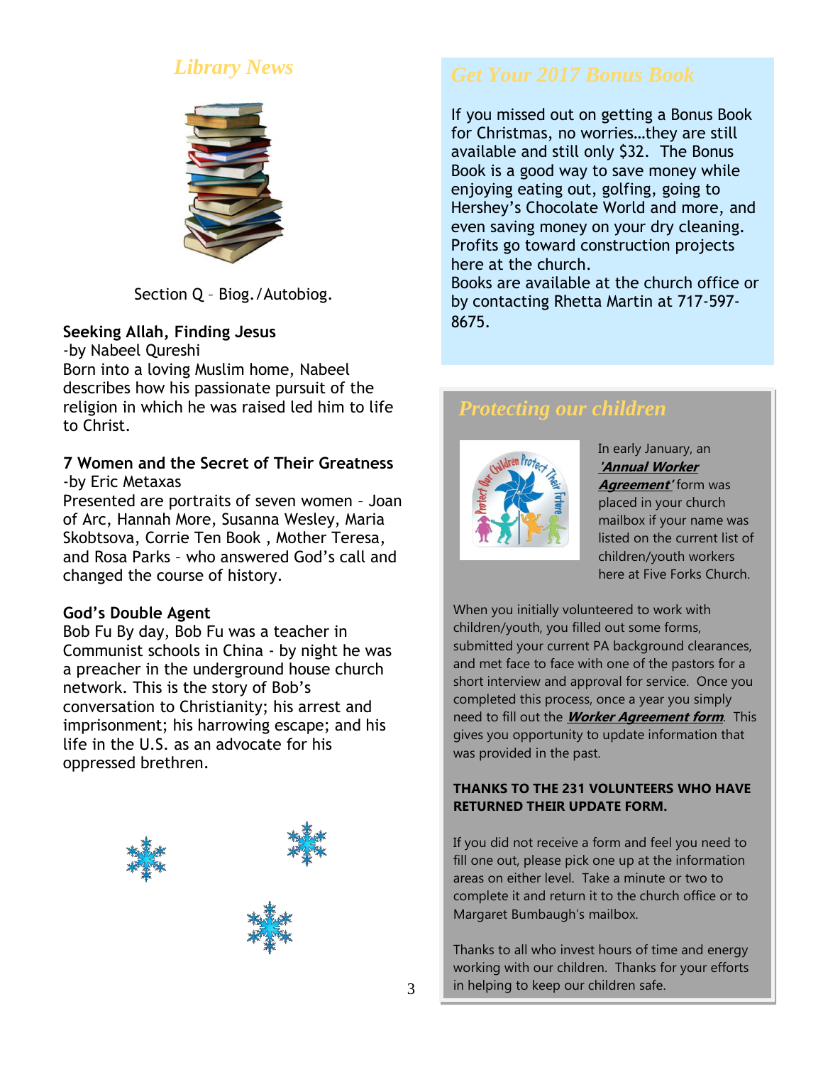## *Library News*

Section Q – Biog./Autobiog.

**Seeking Allah, Finding Jesus**
-by Nabeel Qureshi
Born into a loving Muslim home, Nabeel describes how his passionate pursuit of the religion in which he was raised led him to life to Christ.

**7 Women and the Secret of Their Greatness**
-by Eric Metaxas
Presented are portraits of seven women – Joan of Arc, Hannah More, Susanna Wesley, Maria Skobtsova, Corrie Ten Book , Mother Teresa, and Rosa Parks – who answered God's call and changed the course of history.

**God's Double Agent**
Bob Fu By day, Bob Fu was a teacher in Communist schools in China - by night he was a preacher in the underground house church network. This is the story of Bob's conversation to Christianity; his arrest and imprisonment; his harrowing escape; and his life in the U.S. as an advocate for his oppressed brethren.

## *Get Your 2017 Bonus Book*

If you missed out on getting a Bonus Book for Christmas, no worries…they are still available and still only $32. The Bonus Book is a good way to save money while enjoying eating out, golfing, going to Hershey's Chocolate World and more, and even saving money on your dry cleaning. Profits go toward construction projects here at the church.
Books are available at the church office or by contacting Rhetta Martin at 717-597-8675.

## *Protecting our children*

In early January, an ***'Annual Worker Agreement'*** form was placed in your church mailbox if your name was listed on the current list of children/youth workers here at Five Forks Church.

When you initially volunteered to work with children/youth, you filled out some forms, submitted your current PA background clearances, and met face to face with one of the pastors for a short interview and approval for service. Once you completed this process, once a year you simply need to fill out the ***Worker Agreement form***. This gives you opportunity to update information that was provided in the past.

**THANKS TO THE 231 VOLUNTEERS WHO HAVE RETURNED THEIR UPDATE FORM.**

If you did not receive a form and feel you need to fill one out, please pick one up at the information areas on either level. Take a minute or two to complete it and return it to the church office or to Margaret Bumbaugh's mailbox.

Thanks to all who invest hours of time and energy working with our children. Thanks for your efforts in helping to keep our children safe.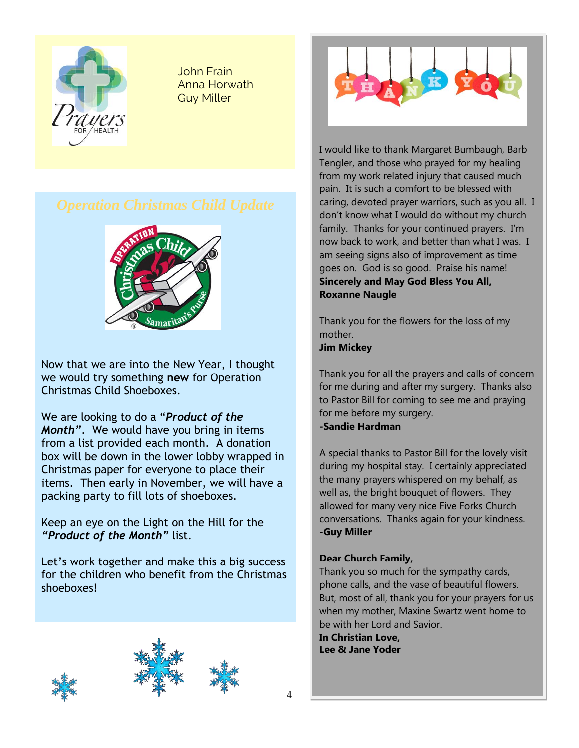## Prayers for Health

John Frain
Anna Horwath
Guy Miller

## Operation Christmas Child Update

Now that we are into the New Year, I thought we would try something **new** for Operation Christmas Child Shoeboxes.

We are looking to do a "***Product of the Month"***. We would have you bring in items from a list provided each month. A donation box will be down in the lower lobby wrapped in Christmas paper for everyone to place their items. Then early in November, we will have a packing party to fill lots of shoeboxes.

Keep an eye on the Light on the Hill for the ***"Product of the Month"*** list.

Let's work together and make this a big success for the children who benefit from the Christmas shoeboxes!

## THANK YOU

I would like to thank Margaret Bumbaugh, Barb Tengler, and those who prayed for my healing from my work related injury that caused much pain. It is such a comfort to be blessed with caring, devoted prayer warriors, such as you all. I don't know what I would do without my church family. Thanks for your continued prayers. I'm now back to work, and better than what I was. I am seeing signs also of improvement as time goes on. God is so good. Praise his name!
**Sincerely and May God Bless You All,**
**Roxanne Naugle**

Thank you for the flowers for the loss of my mother.
**Jim Mickey**

Thank you for all the prayers and calls of concern for me during and after my surgery. Thanks also to Pastor Bill for coming to see me and praying for me before my surgery.
**-Sandie Hardman**

A special thanks to Pastor Bill for the lovely visit during my hospital stay. I certainly appreciated the many prayers whispered on my behalf, as well as, the bright bouquet of flowers. They allowed for many very nice Five Forks Church conversations. Thanks again for your kindness.
**-Guy Miller**

**Dear Church Family,**
Thank you so much for the sympathy cards, phone calls, and the vase of beautiful flowers. But, most of all, thank you for your prayers for us when my mother, Maxine Swartz went home to be with her Lord and Savior.
**In Christian Love,**
**Lee & Jane Yoder**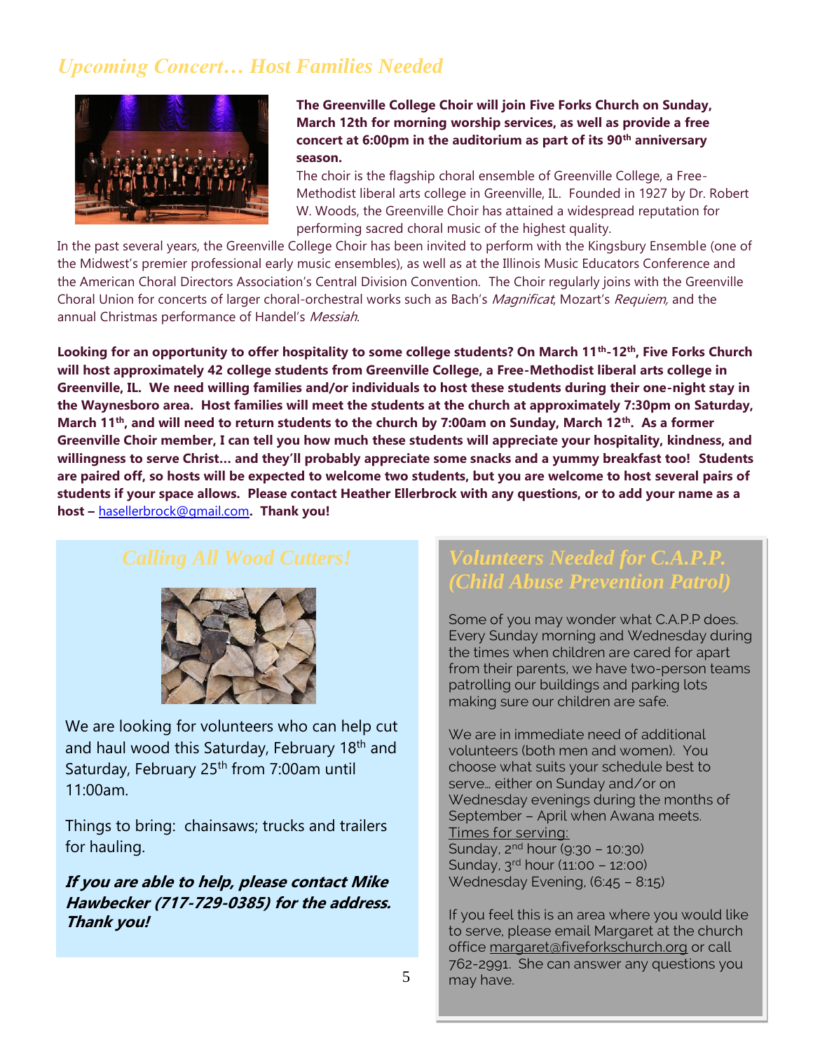## *Upcoming Concert… Host Families Needed*

**The Greenville College Choir will join Five Forks Church on Sunday, March 12th for morning worship services, as well as provide a free concert at 6:00pm in the auditorium as part of its 90th anniversary season.**

The choir is the flagship choral ensemble of Greenville College, a Free-Methodist liberal arts college in Greenville, IL. Founded in 1927 by Dr. Robert W. Woods, the Greenville Choir has attained a widespread reputation for performing sacred choral music of the highest quality. In the past several years, the Greenville College Choir has been invited to perform with the Kingsbury Ensemble (one of the Midwest's premier professional early music ensembles), as well as at the Illinois Music Educators Conference and the American Choral Directors Association's Central Division Convention. The Choir regularly joins with the Greenville Choral Union for concerts of larger choral-orchestral works such as Bach's *Magnificat*, Mozart's *Requiem,* and the annual Christmas performance of Handel's *Messiah*.

**Looking for an opportunity to offer hospitality to some college students? On March 11th-12th, Five Forks Church will host approximately 42 college students from Greenville College, a Free-Methodist liberal arts college in Greenville, IL. We need willing families and/or individuals to host these students during their one-night stay in the Waynesboro area. Host families will meet the students at the church at approximately 7:30pm on Saturday, March 11th, and will need to return students to the church by 7:00am on Sunday, March 12th. As a former Greenville Choir member, I can tell you how much these students will appreciate your hospitality, kindness, and willingness to serve Christ… and they'll probably appreciate some snacks and a yummy breakfast too! Students are paired off, so hosts will be expected to welcome two students, but you are welcome to host several pairs of students if your space allows. Please contact Heather Ellerbrock with any questions, or to add your name as a host –** hasellerbrock@gmail.com**. Thank you!**

## *Calling All Wood Cutters!*

We are looking for volunteers who can help cut and haul wood this Saturday, February 18th and Saturday, February 25th from 7:00am until 11:00am.

Things to bring: chainsaws; trucks and trailers for hauling.

***If you are able to help, please contact Mike Hawbecker (717-729-0385) for the address. Thank you!***

## *Volunteers Needed for C.A.P.P. (Child Abuse Prevention Patrol)*

Some of you may wonder what C.A.P.P does. Every Sunday morning and Wednesday during the times when children are cared for apart from their parents, we have two-person teams patrolling our buildings and parking lots making sure our children are safe.

We are in immediate need of additional volunteers (both men and women). You choose what suits your schedule best to serve… either on Sunday and/or on Wednesday evenings during the months of September – April when Awana meets.

Times for serving:
Sunday, 2nd hour (9:30 – 10:30)
Sunday, 3rd hour (11:00 – 12:00)
Wednesday Evening, (6:45 – 8:15)

If you feel this is an area where you would like to serve, please email Margaret at the church office margaret@fiveforkschurch.org or call 762-2991. She can answer any questions you may have.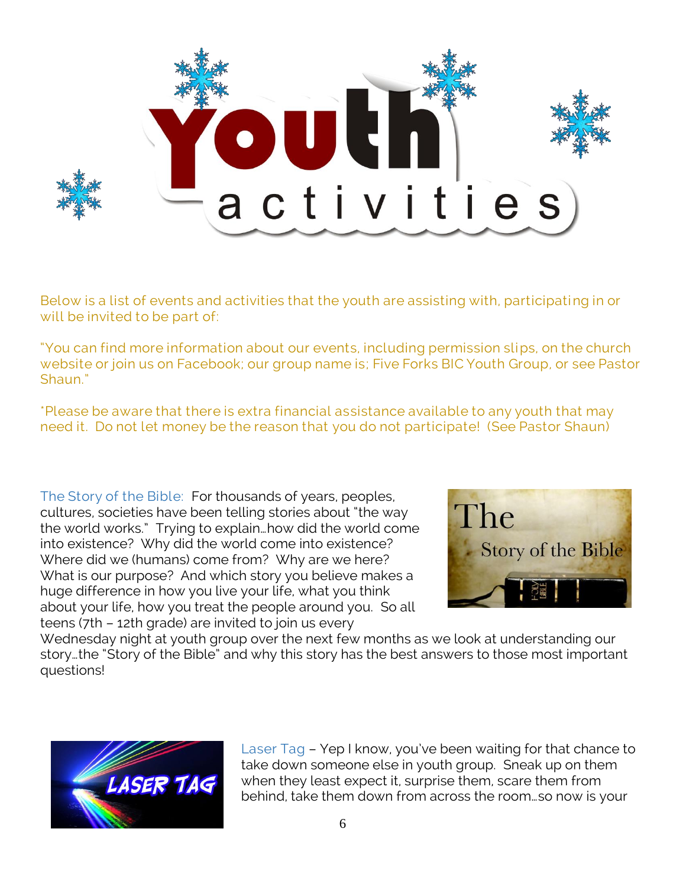# Youth activities

Below is a list of events and activities that the youth are assisting with, participating in or will be invited to be part of:

"You can find more information about our events, including permission slips, on the church website or join us on Facebook; our group name is; Five Forks BIC Youth Group, or see Pastor Shaun."

*Please be aware that there is extra financial assistance available to any youth that may need it. Do not let money be the reason that you do not participate! (See Pastor Shaun)

The Story of the Bible: For thousands of years, peoples, cultures, societies have been telling stories about "the way the world works." Trying to explain…how did the world come into existence? Why did the world come into existence? Where did we (humans) come from? Why are we here? What is our purpose? And which story you believe makes a huge difference in how you live your life, what you think about your life, how you treat the people around you. So all teens (7th – 12th grade) are invited to join us every Wednesday night at youth group over the next few months as we look at understanding our story…the "Story of the Bible" and why this story has the best answers to those most important questions!

Laser Tag – Yep I know, you've been waiting for that chance to take down someone else in youth group. Sneak up on them when they least expect it, surprise them, scare them from behind, take them down from across the room…so now is your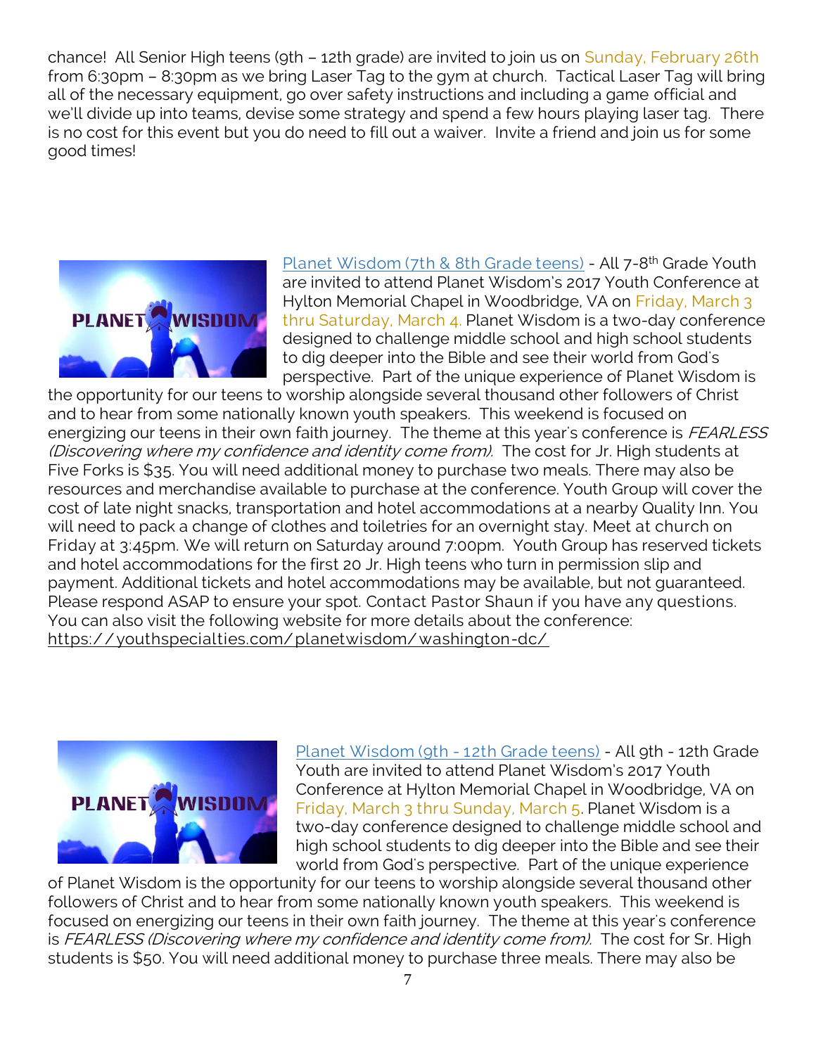chance! All Senior High teens (9th – 12th grade) are invited to join us on Sunday, February 26th from 6:30pm – 8:30pm as we bring Laser Tag to the gym at church. Tactical Laser Tag will bring all of the necessary equipment, go over safety instructions and including a game official and we'll divide up into teams, devise some strategy and spend a few hours playing laser tag. There is no cost for this event but you do need to fill out a waiver. Invite a friend and join us for some good times!

Planet Wisdom (7th & 8th Grade teens) - All 7-8th Grade Youth are invited to attend Planet Wisdom's 2017 Youth Conference at Hylton Memorial Chapel in Woodbridge, VA on Friday, March 3 thru Saturday, March 4. Planet Wisdom is a two-day conference designed to challenge middle school and high school students to dig deeper into the Bible and see their world from God's perspective. Part of the unique experience of Planet Wisdom is the opportunity for our teens to worship alongside several thousand other followers of Christ and to hear from some nationally known youth speakers. This weekend is focused on energizing our teens in their own faith journey. The theme at this year's conference is *FEARLESS (Discovering where my confidence and identity come from).* The cost for Jr. High students at Five Forks is $35. You will need additional money to purchase two meals. There may also be resources and merchandise available to purchase at the conference. Youth Group will cover the cost of late night snacks, transportation and hotel accommodations at a nearby Quality Inn. You will need to pack a change of clothes and toiletries for an overnight stay. Meet at church on Friday at 3:45pm. We will return on Saturday around 7:00pm. Youth Group has reserved tickets and hotel accommodations for the first 20 Jr. High teens who turn in permission slip and payment. Additional tickets and hotel accommodations may be available, but not guaranteed. Please respond ASAP to ensure your spot. Contact Pastor Shaun if you have any questions. You can also visit the following website for more details about the conference: https://youthspecialties.com/planetwisdom/washington-dc/

Planet Wisdom (9th - 12th Grade teens) - All 9th - 12th Grade Youth are invited to attend Planet Wisdom's 2017 Youth Conference at Hylton Memorial Chapel in Woodbridge, VA on Friday, March 3 thru Sunday, March 5. Planet Wisdom is a two-day conference designed to challenge middle school and high school students to dig deeper into the Bible and see their world from God's perspective. Part of the unique experience of Planet Wisdom is the opportunity for our teens to worship alongside several thousand other followers of Christ and to hear from some nationally known youth speakers. This weekend is focused on energizing our teens in their own faith journey. The theme at this year's conference is *FEARLESS (Discovering where my confidence and identity come from).* The cost for Sr. High students is $50. You will need additional money to purchase three meals. There may also be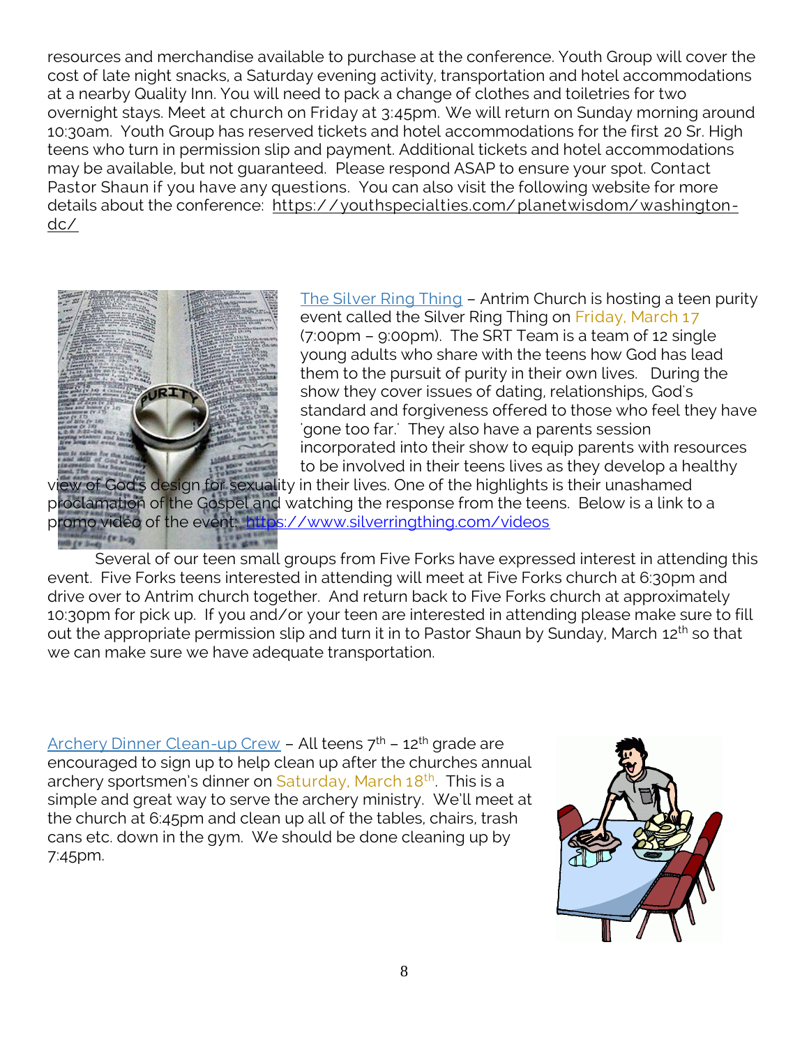resources and merchandise available to purchase at the conference. Youth Group will cover the cost of late night snacks, a Saturday evening activity, transportation and hotel accommodations at a nearby Quality Inn. You will need to pack a change of clothes and toiletries for two overnight stays. Meet at church on Friday at 3:45pm. We will return on Sunday morning around 10:30am. Youth Group has reserved tickets and hotel accommodations for the first 20 Sr. High teens who turn in permission slip and payment. Additional tickets and hotel accommodations may be available, but not guaranteed. Please respond ASAP to ensure your spot. Contact Pastor Shaun if you have any questions. You can also visit the following website for more details about the conference: https://youthspecialties.com/planetwisdom/washington-dc/

The Silver Ring Thing – Antrim Church is hosting a teen purity event called the Silver Ring Thing on Friday, March 17 (7:00pm – 9:00pm). The SRT Team is a team of 12 single young adults who share with the teens how God has lead them to the pursuit of purity in their own lives. During the show they cover issues of dating, relationships, God's standard and forgiveness offered to those who feel they have 'gone too far.' They also have a parents session incorporated into their show to equip parents with resources to be involved in their teens lives as they develop a healthy view of God's design for sexuality in their lives. One of the highlights is their unashamed proclamation of the Gospel and watching the response from the teens. Below is a link to a promo video of the event: https://www.silverringthing.com/videos

Several of our teen small groups from Five Forks have expressed interest in attending this event. Five Forks teens interested in attending will meet at Five Forks church at 6:30pm and drive over to Antrim church together. And return back to Five Forks church at approximately 10:30pm for pick up. If you and/or your teen are interested in attending please make sure to fill out the appropriate permission slip and turn it in to Pastor Shaun by Sunday, March 12th so that we can make sure we have adequate transportation.

Archery Dinner Clean-up Crew – All teens 7th – 12th grade are encouraged to sign up to help clean up after the churches annual archery sportsmen's dinner on Saturday, March 18th. This is a simple and great way to serve the archery ministry. We'll meet at the church at 6:45pm and clean up all of the tables, chairs, trash cans etc. down in the gym. We should be done cleaning up by 7:45pm.